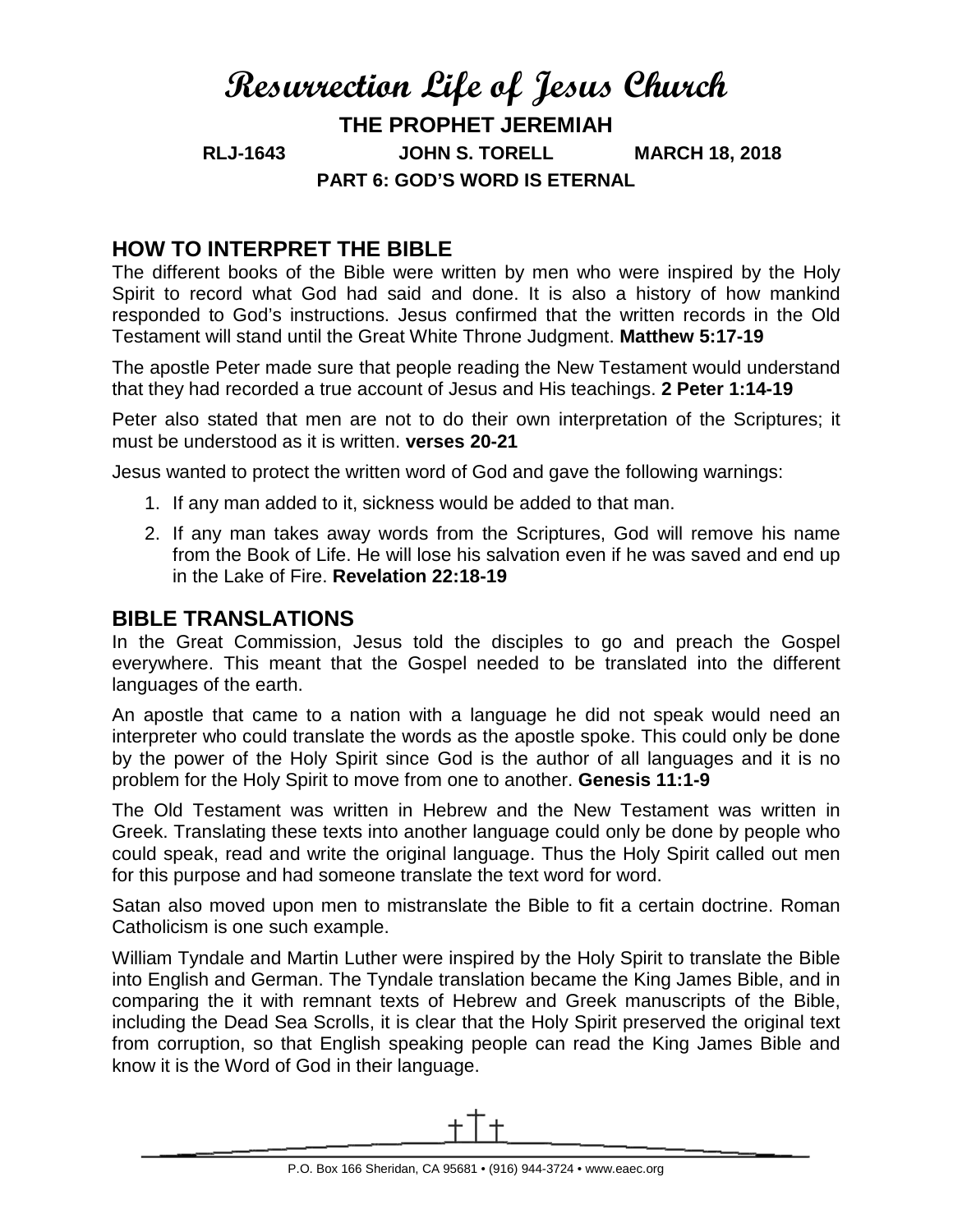# Resurrection Life of Jesus Church

## THE PROPHET JEREMIAH

**RLJ-1643 JOHN S. TORELL MARCH 18, 2018**

**PART 6: GOD'S WORD IS ETERNAL**

## HOW TO INTERPRET THE BIBLE

The different books of the Bible were written by men who were inspired by the Holy Spirit to record what God had said and done. It is also a history of how mankind responded to God's instructions. Jesus confirmed that the written records in the Old Testament will stand until the Great White Throne Judgment. **Matthew 5:17-19**

The apostle Peter made sure that people reading the New Testament would understand that they had recorded a true account of Jesus and His teachings. **2 Peter 1:14-19**

Peter also stated that men are not to do their own interpretation of the Scriptures; it must be understood as it is written. **verses 20-21**

Jesus wanted to protect the written word of God and gave the following warnings:

1. If any man added to it, sickness would be added to that man.
2. If any man takes away words from the Scriptures, God will remove his name from the Book of Life. He will lose his salvation even if he was saved and end up in the Lake of Fire. **Revelation 22:18-19**

## BIBLE TRANSLATIONS

In the Great Commission, Jesus told the disciples to go and preach the Gospel everywhere. This meant that the Gospel needed to be translated into the different languages of the earth.

An apostle that came to a nation with a language he did not speak would need an interpreter who could translate the words as the apostle spoke. This could only be done by the power of the Holy Spirit since God is the author of all languages and it is no problem for the Holy Spirit to move from one to another. **Genesis 11:1-9**

The Old Testament was written in Hebrew and the New Testament was written in Greek. Translating these texts into another language could only be done by people who could speak, read and write the original language. Thus the Holy Spirit called out men for this purpose and had someone translate the text word for word.

Satan also moved upon men to mistranslate the Bible to fit a certain doctrine. Roman Catholicism is one such example.

William Tyndale and Martin Luther were inspired by the Holy Spirit to translate the Bible into English and German. The Tyndale translation became the King James Bible, and in comparing the it with remnant texts of Hebrew and Greek manuscripts of the Bible, including the Dead Sea Scrolls, it is clear that the Holy Spirit preserved the original text from corruption, so that English speaking people can read the King James Bible and know it is the Word of God in their language.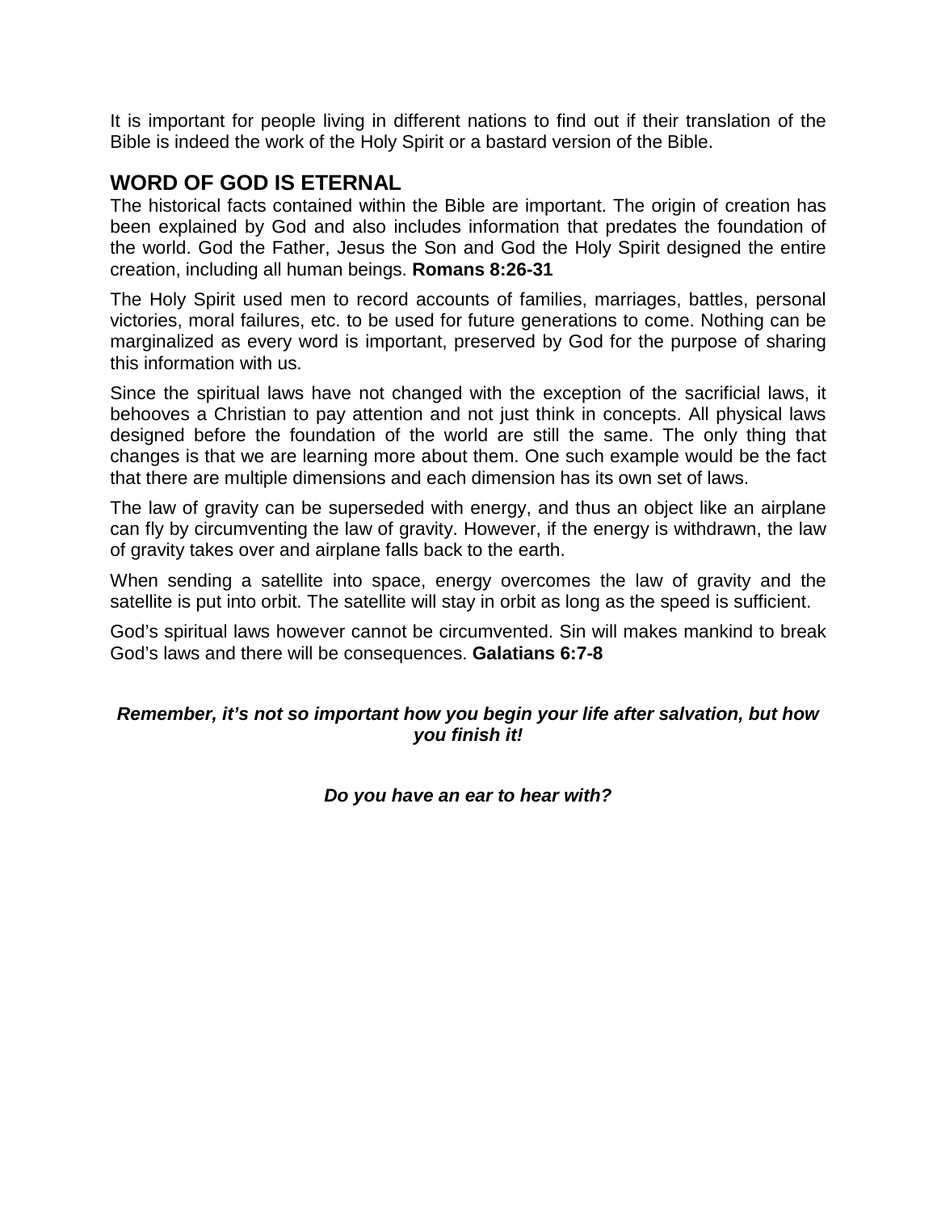It is important for people living in different nations to find out if their translation of the Bible is indeed the work of the Holy Spirit or a bastard version of the Bible.

## WORD OF GOD IS ETERNAL

The historical facts contained within the Bible are important. The origin of creation has been explained by God and also includes information that predates the foundation of the world. God the Father, Jesus the Son and God the Holy Spirit designed the entire creation, including all human beings. **Romans 8:26-31**

The Holy Spirit used men to record accounts of families, marriages, battles, personal victories, moral failures, etc. to be used for future generations to come. Nothing can be marginalized as every word is important, preserved by God for the purpose of sharing this information with us.

Since the spiritual laws have not changed with the exception of the sacrificial laws, it behooves a Christian to pay attention and not just think in concepts. All physical laws designed before the foundation of the world are still the same. The only thing that changes is that we are learning more about them. One such example would be the fact that there are multiple dimensions and each dimension has its own set of laws.

The law of gravity can be superseded with energy, and thus an object like an airplane can fly by circumventing the law of gravity. However, if the energy is withdrawn, the law of gravity takes over and airplane falls back to the earth.

When sending a satellite into space, energy overcomes the law of gravity and the satellite is put into orbit. The satellite will stay in orbit as long as the speed is sufficient.

God's spiritual laws however cannot be circumvented. Sin will makes mankind to break God's laws and there will be consequences. **Galatians 6:7-8**

***Remember, it's not so important how you begin your life after salvation, but how you finish it!***

***Do you have an ear to hear with?***